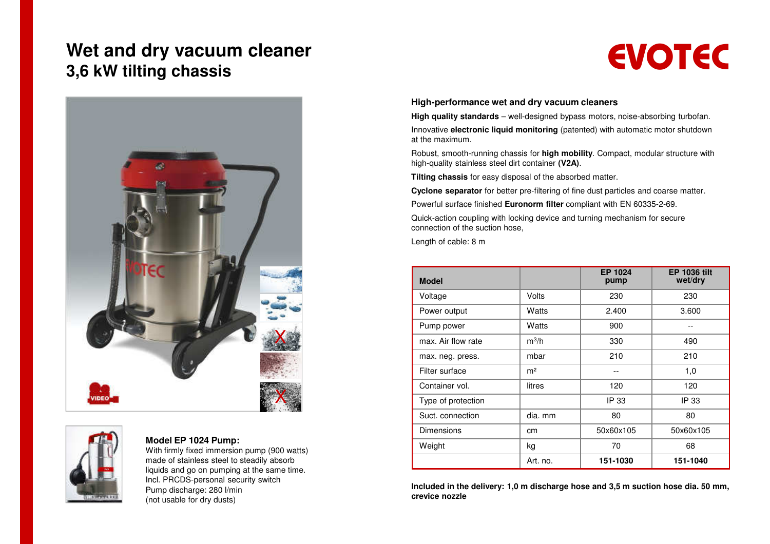# Wet and dry vacuum cleaner
## 3,6 kW tilting chassis

EVOTEC

### High-performance wet and dry vacuum cleaners

**High quality standards** – well-designed bypass motors, noise-absorbing turbofan.

Innovative **electronic liquid monitoring** (patented) with automatic motor shutdown at the maximum.

Robust, smooth-running chassis for **high mobility**. Compact, modular structure with high-quality stainless steel dirt container **(V2A)**.

**Tilting chassis** for easy disposal of the absorbed matter.

**Cyclone separator** for better pre-filtering of fine dust particles and coarse matter.

Powerful surface finished **Euronorm filter** compliant with EN 60335-2-69.

Quick-action coupling with locking device and turning mechanism for secure connection of the suction hose,

Length of cable: 8 m

| Model | | EP 1024 pump | EP 1036 tilt wet/dry |
|---|---|---|---|
| Voltage | Volts | 230 | 230 |
| Power output | Watts | 2.400 | 3.600 |
| Pump power | Watts | 900 | -- |
| max. Air flow rate | $m^3/h$ | 330 | 490 |
| max. neg. press. | mbar | 210 | 210 |
| Filter surface | $m^2$ | -- | 1,0 |
| Container vol. | litres | 120 | 120 |
| Type of protection | | IP 33 | IP 33 |
| Suct. connection | dia. mm | 80 | 80 |
| Dimensions | cm | 50x60x105 | 50x60x105 |
| Weight | kg | 70 | 68 |
| | Art. no. | **151-1030** | **151-1040** |

**Included in the delivery: 1,0 m discharge hose and 3,5 m suction hose dia. 50 mm, crevice nozzle**

**Model EP 1024 Pump:**
With firmly fixed immersion pump (900 watts) made of stainless steel to steadily absorb liquids and go on pumping at the same time.
Incl. PRCDS-personal security switch
Pump discharge: 280 l/min
(not usable for dry dusts)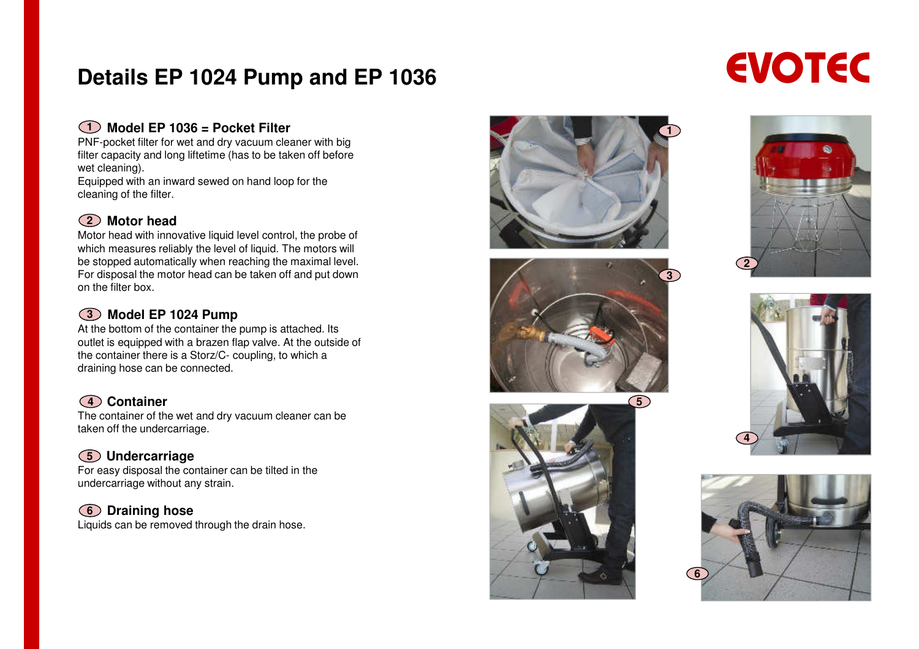# Details EP 1024 Pump and EP 1036

EVOTEC

## 1 Model EP 1036 = Pocket Filter

PNF-pocket filter for wet and dry vacuum cleaner with big filter capacity and long liftetime (has to be taken off before wet cleaning).
Equipped with an inward sewed on hand loop for the cleaning of the filter.

## 2 Motor head

Motor head with innovative liquid level control, the probe of which measures reliably the level of liquid. The motors will be stopped automatically when reaching the maximal level. For disposal the motor head can be taken off and put down on the filter box.

## 3 Model EP 1024 Pump

At the bottom of the container the pump is attached. Its outlet is equipped with a brazen flap valve. At the outside of the container there is a Storz/C- coupling, to which a draining hose can be connected.

## 4 Container

The container of the wet and dry vacuum cleaner can be taken off the undercarriage.

## 5 Undercarriage

For easy disposal the container can be tilted in the undercarriage without any strain.

## 6 Draining hose

Liquids can be removed through the drain hose.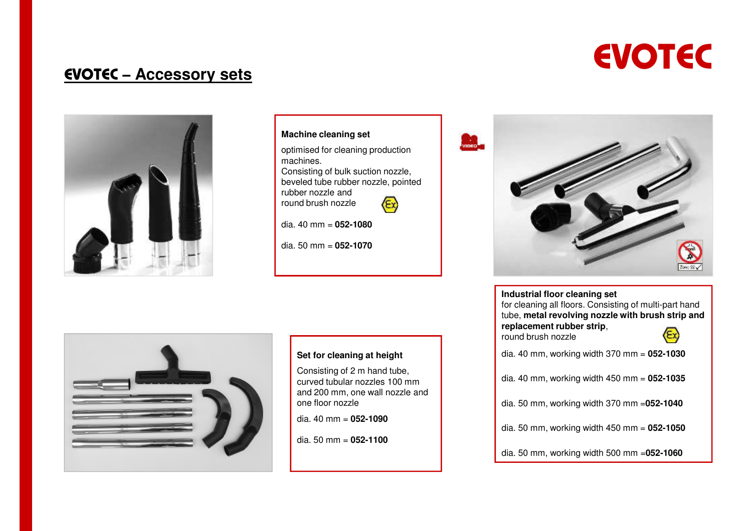# EVOTEC – Accessory sets

**Machine cleaning set**

optimised for cleaning production machines.
Consisting of bulk suction nozzle, beveled tube rubber nozzle, pointed rubber nozzle and round brush nozzle

dia. 40 mm = **052-1080**

dia. 50 mm = **052-1070**

**Industrial floor cleaning set**
for cleaning all floors. Consisting of multi-part hand tube, **metal revolving nozzle with brush strip and replacement rubber strip**, round brush nozzle

dia. 40 mm, working width 370 mm = **052-1030**

dia. 40 mm, working width 450 mm = **052-1035**

dia. 50 mm, working width 370 mm =**052-1040**

dia. 50 mm, working width 450 mm = **052-1050**

dia. 50 mm, working width 500 mm =**052-1060**

**Set for cleaning at height**

Consisting of 2 m hand tube, curved tubular nozzles 100 mm and 200 mm, one wall nozzle and one floor nozzle

dia. 40 mm = **052-1090**

dia. 50 mm = **052-1100**